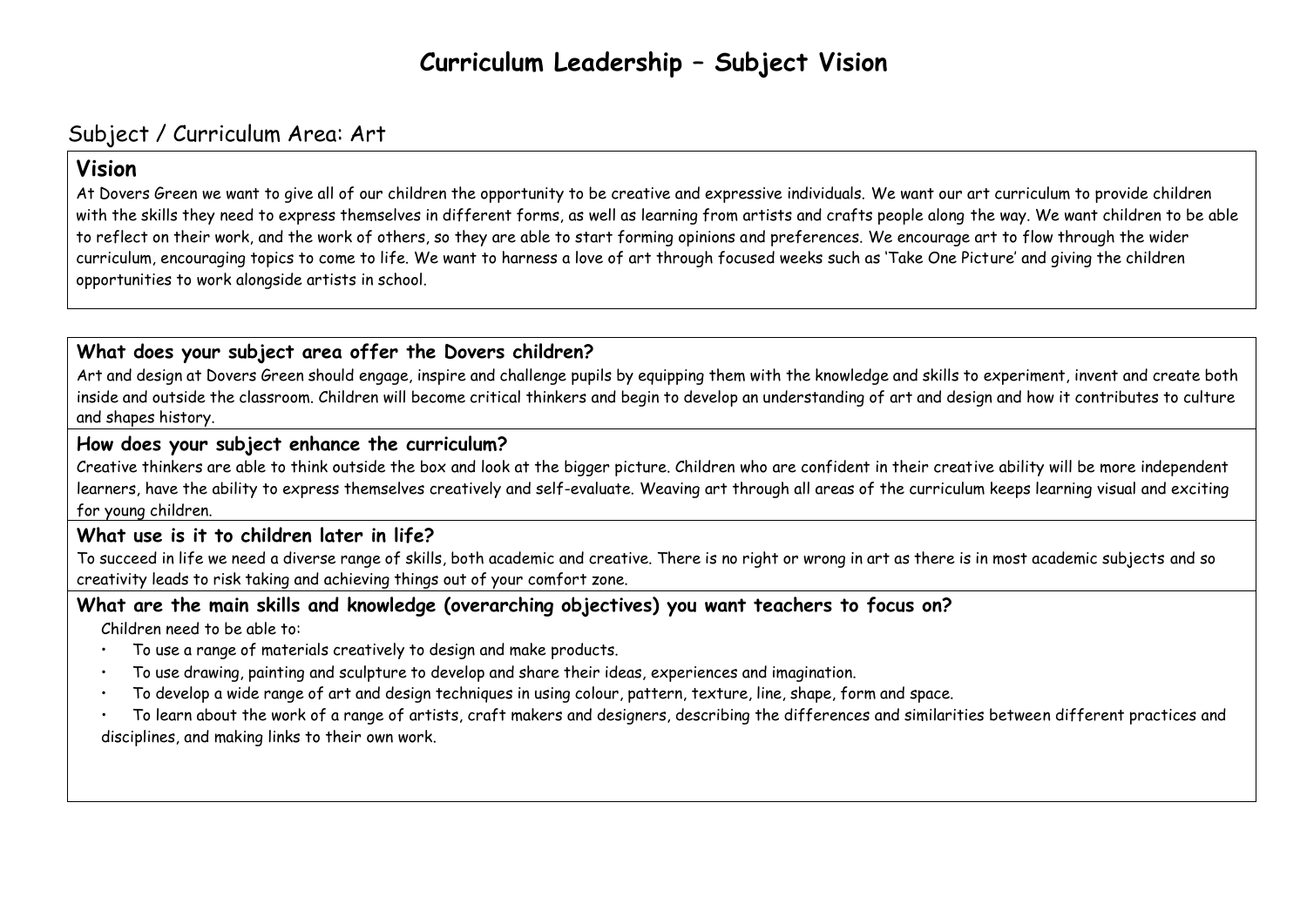# Curriculum Leadership – Subject Vision

## Subject / Curriculum Area: Art

### Vision

At Dovers Green we want to give all of our children the opportunity to be creative and expressive individuals. We want our art curriculum to provide children with the skills they need to express themselves in different forms, as well as learning from artists and crafts people along the way. We want children to be able to reflect on their work, and the work of others, so they are able to start forming opinions and preferences. We encourage art to flow through the wider curriculum, encouraging topics to come to life. We want to harness a love of art through focused weeks such as 'Take One Picture' and giving the children opportunities to work alongside artists in school.

### What does your subject area offer the Dovers children?

Art and design at Dovers Green should engage, inspire and challenge pupils by equipping them with the knowledge and skills to experiment, invent and create both inside and outside the classroom. Children will become critical thinkers and begin to develop an understanding of art and design and how it contributes to culture and shapes history.

### How does your subject enhance the curriculum?

Creative thinkers are able to think outside the box and look at the bigger picture. Children who are confident in their creative ability will be more independent learners, have the ability to express themselves creatively and self-evaluate. Weaving art through all areas of the curriculum keeps learning visual and exciting for young children.

### What use is it to children later in life?

To succeed in life we need a diverse range of skills, both academic and creative. There is no right or wrong in art as there is in most academic subjects and so creativity leads to risk taking and achieving things out of your comfort zone.

### What are the main skills and knowledge (overarching objectives) you want teachers to focus on?

Children need to be able to:

- To use a range of materials creatively to design and make products.
- To use drawing, painting and sculpture to develop and share their ideas, experiences and imagination.
- To develop a wide range of art and design techniques in using colour, pattern, texture, line, shape, form and space.
- To learn about the work of a range of artists, craft makers and designers, describing the differences and similarities between different practices and disciplines, and making links to their own work.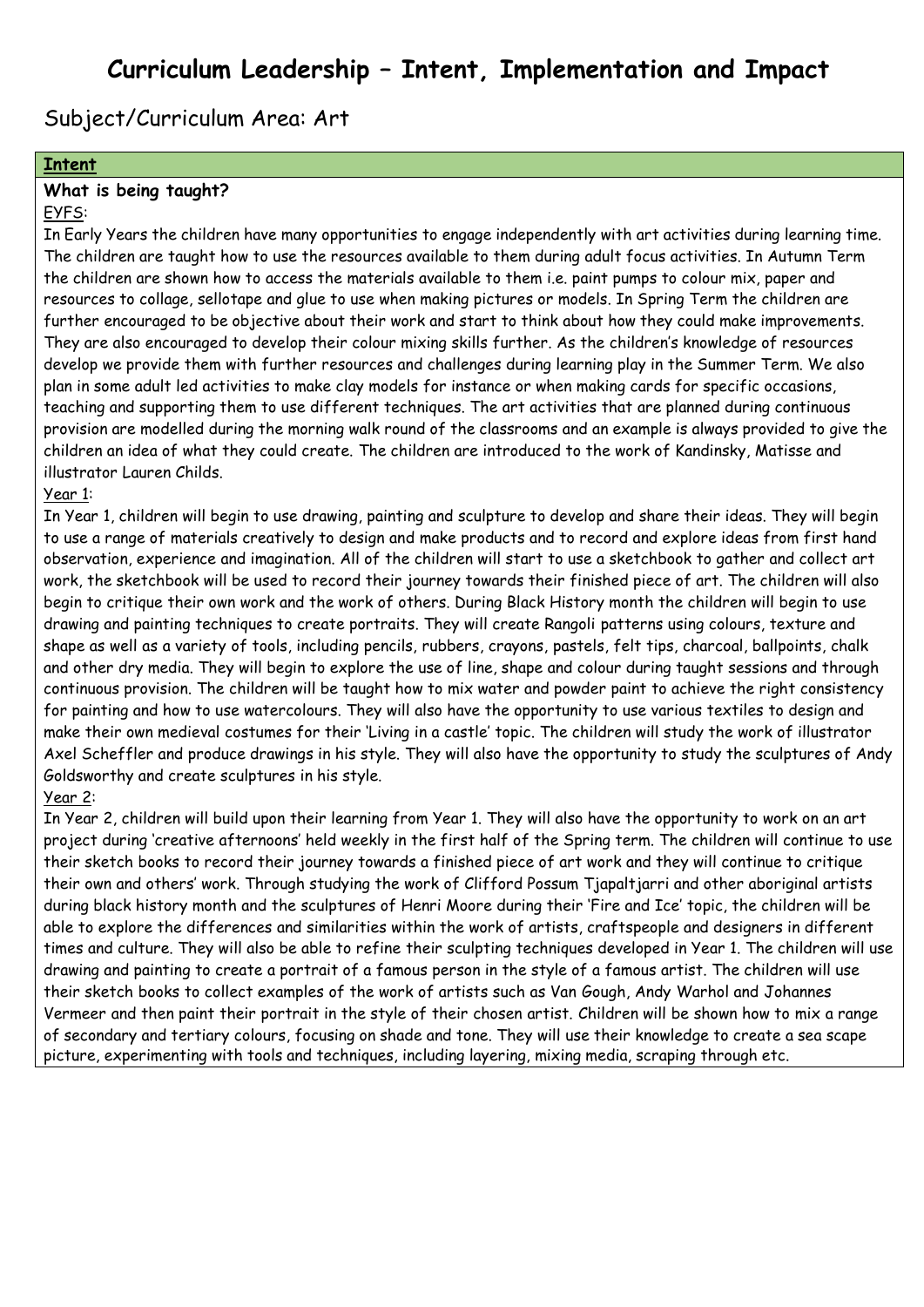# Curriculum Leadership – Intent, Implementation and Impact

## Subject/Curriculum Area: Art

### Intent

**What is being taught?**

EYFS:

In Early Years the children have many opportunities to engage independently with art activities during learning time. The children are taught how to use the resources available to them during adult focus activities. In Autumn Term the children are shown how to access the materials available to them i.e. paint pumps to colour mix, paper and resources to collage, sellotape and glue to use when making pictures or models. In Spring Term the children are further encouraged to be objective about their work and start to think about how they could make improvements. They are also encouraged to develop their colour mixing skills further. As the children's knowledge of resources develop we provide them with further resources and challenges during learning play in the Summer Term. We also plan in some adult led activities to make clay models for instance or when making cards for specific occasions, teaching and supporting them to use different techniques. The art activities that are planned during continuous provision are modelled during the morning walk round of the classrooms and an example is always provided to give the children an idea of what they could create. The children are introduced to the work of Kandinsky, Matisse and illustrator Lauren Childs.

Year 1:

In Year 1, children will begin to use drawing, painting and sculpture to develop and share their ideas. They will begin to use a range of materials creatively to design and make products and to record and explore ideas from first hand observation, experience and imagination. All of the children will start to use a sketchbook to gather and collect art work, the sketchbook will be used to record their journey towards their finished piece of art. The children will also begin to critique their own work and the work of others. During Black History month the children will begin to use drawing and painting techniques to create portraits. They will create Rangoli patterns using colours, texture and shape as well as a variety of tools, including pencils, rubbers, crayons, pastels, felt tips, charcoal, ballpoints, chalk and other dry media. They will begin to explore the use of line, shape and colour during taught sessions and through continuous provision. The children will be taught how to mix water and powder paint to achieve the right consistency for painting and how to use watercolours. They will also have the opportunity to use various textiles to design and make their own medieval costumes for their 'Living in a castle' topic. The children will study the work of illustrator Axel Scheffler and produce drawings in his style. They will also have the opportunity to study the sculptures of Andy Goldsworthy and create sculptures in his style.

Year 2:

In Year 2, children will build upon their learning from Year 1. They will also have the opportunity to work on an art project during 'creative afternoons' held weekly in the first half of the Spring term. The children will continue to use their sketch books to record their journey towards a finished piece of art work and they will continue to critique their own and others' work. Through studying the work of Clifford Possum Tjapaltjarri and other aboriginal artists during black history month and the sculptures of Henri Moore during their 'Fire and Ice' topic, the children will be able to explore the differences and similarities within the work of artists, craftspeople and designers in different times and culture. They will also be able to refine their sculpting techniques developed in Year 1. The children will use drawing and painting to create a portrait of a famous person in the style of a famous artist. The children will use their sketch books to collect examples of the work of artists such as Van Gough, Andy Warhol and Johannes Vermeer and then paint their portrait in the style of their chosen artist. Children will be shown how to mix a range of secondary and tertiary colours, focusing on shade and tone. They will use their knowledge to create a sea scape picture, experimenting with tools and techniques, including layering, mixing media, scraping through etc.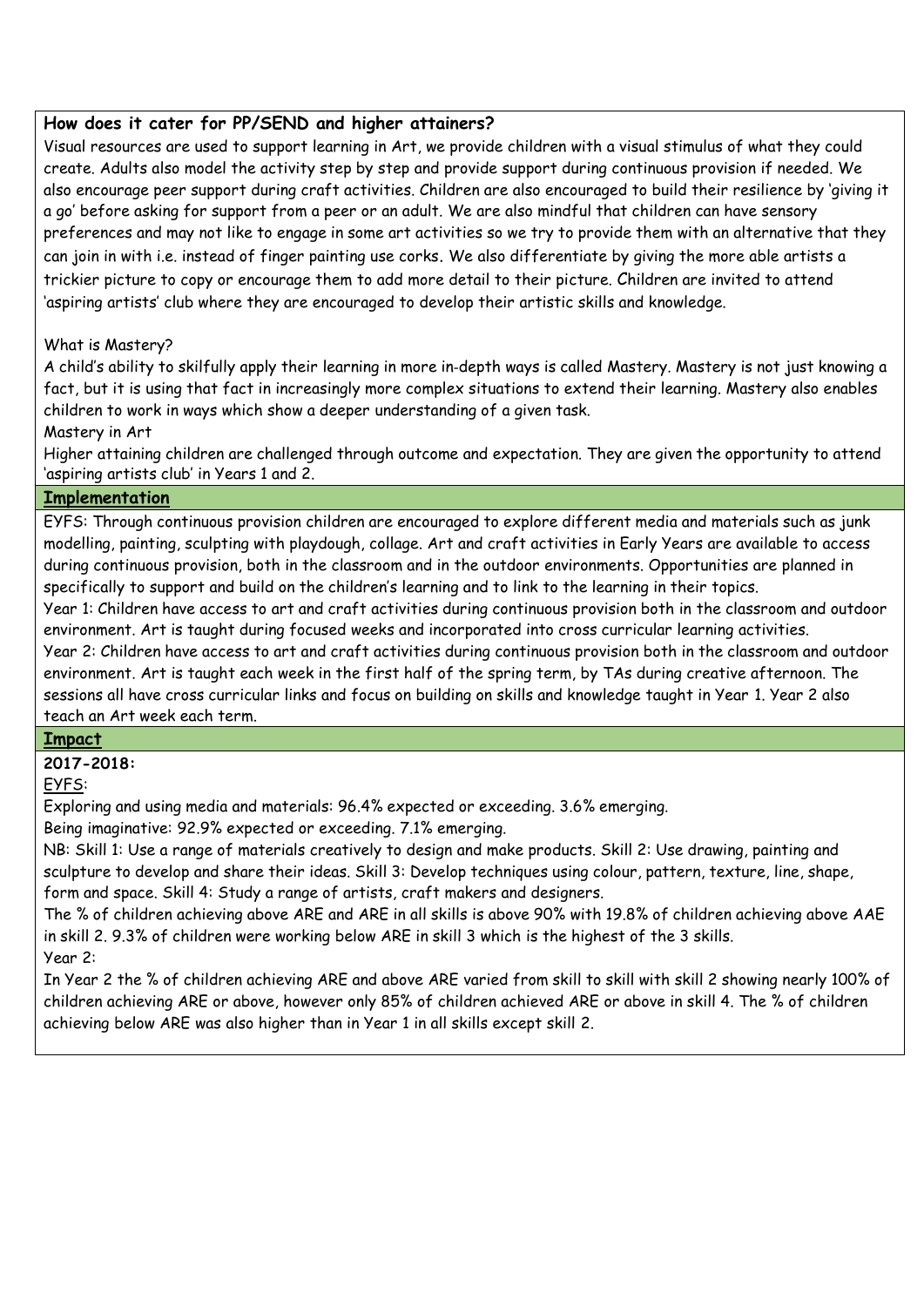**How does it cater for PP/SEND and higher attainers?**

Visual resources are used to support learning in Art, we provide children with a visual stimulus of what they could create. Adults also model the activity step by step and provide support during continuous provision if needed. We also encourage peer support during craft activities. Children are also encouraged to build their resilience by 'giving it a go' before asking for support from a peer or an adult. We are also mindful that children can have sensory preferences and may not like to engage in some art activities so we try to provide them with an alternative that they can join in with i.e. instead of finger painting use corks. We also differentiate by giving the more able artists a trickier picture to copy or encourage them to add more detail to their picture. Children are invited to attend 'aspiring artists' club where they are encouraged to develop their artistic skills and knowledge.

What is Mastery?

A child's ability to skilfully apply their learning in more in-depth ways is called Mastery. Mastery is not just knowing a fact, but it is using that fact in increasingly more complex situations to extend their learning. Mastery also enables children to work in ways which show a deeper understanding of a given task.

Mastery in Art

Higher attaining children are challenged through outcome and expectation. They are given the opportunity to attend 'aspiring artists club' in Years 1 and 2.

## Implementation

EYFS: Through continuous provision children are encouraged to explore different media and materials such as junk modelling, painting, sculpting with playdough, collage. Art and craft activities in Early Years are available to access during continuous provision, both in the classroom and in the outdoor environments. Opportunities are planned in specifically to support and build on the children's learning and to link to the learning in their topics.

Year 1: Children have access to art and craft activities during continuous provision both in the classroom and outdoor environment. Art is taught during focused weeks and incorporated into cross curricular learning activities.

Year 2: Children have access to art and craft activities during continuous provision both in the classroom and outdoor environment. Art is taught each week in the first half of the spring term, by TAs during creative afternoon. The sessions all have cross curricular links and focus on building on skills and knowledge taught in Year 1. Year 2 also teach an Art week each term.

## Impact

**2017-2018:**

EYFS:

Exploring and using media and materials: 96.4% expected or exceeding. 3.6% emerging.

Being imaginative: 92.9% expected or exceeding. 7.1% emerging.

NB: Skill 1: Use a range of materials creatively to design and make products. Skill 2: Use drawing, painting and sculpture to develop and share their ideas. Skill 3: Develop techniques using colour, pattern, texture, line, shape, form and space. Skill 4: Study a range of artists, craft makers and designers.

The % of children achieving above ARE and ARE in all skills is above 90% with 19.8% of children achieving above AAE in skill 2. 9.3% of children were working below ARE in skill 3 which is the highest of the 3 skills.

Year 2:

In Year 2 the % of children achieving ARE and above ARE varied from skill to skill with skill 2 showing nearly 100% of children achieving ARE or above, however only 85% of children achieved ARE or above in skill 4. The % of children achieving below ARE was also higher than in Year 1 in all skills except skill 2.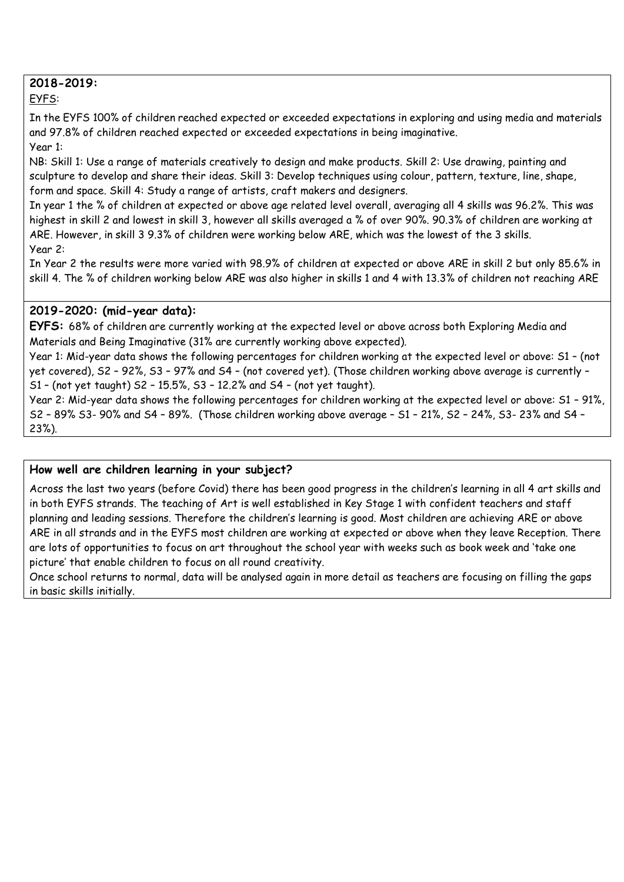**2018-2019:**

EYFS:

In the EYFS 100% of children reached expected or exceeded expectations in exploring and using media and materials and 97.8% of children reached expected or exceeded expectations in being imaginative.

Year 1:

NB: Skill 1: Use a range of materials creatively to design and make products. Skill 2: Use drawing, painting and sculpture to develop and share their ideas. Skill 3: Develop techniques using colour, pattern, texture, line, shape, form and space. Skill 4: Study a range of artists, craft makers and designers.

In year 1 the % of children at expected or above age related level overall, averaging all 4 skills was 96.2%. This was highest in skill 2 and lowest in skill 3, however all skills averaged a % of over 90%. 90.3% of children are working at ARE. However, in skill 3 9.3% of children were working below ARE, which was the lowest of the 3 skills.

Year 2:

In Year 2 the results were more varied with 98.9% of children at expected or above ARE in skill 2 but only 85.6% in skill 4. The % of children working below ARE was also higher in skills 1 and 4 with 13.3% of children not reaching ARE

**2019-2020: (mid-year data):**

**EYFS:** 68% of children are currently working at the expected level or above across both Exploring Media and Materials and Being Imaginative (31% are currently working above expected).

Year 1: Mid-year data shows the following percentages for children working at the expected level or above: S1 – (not yet covered), S2 – 92%, S3 – 97% and S4 – (not covered yet). (Those children working above average is currently – S1 – (not yet taught) S2 – 15.5%, S3 – 12.2% and S4 – (not yet taught).

Year 2: Mid-year data shows the following percentages for children working at the expected level or above: S1 – 91%, S2 – 89% S3- 90% and S4 – 89%. (Those children working above average – S1 – 21%, S2 – 24%, S3- 23% and S4 – 23%).

**How well are children learning in your subject?**

Across the last two years (before Covid) there has been good progress in the children's learning in all 4 art skills and in both EYFS strands. The teaching of Art is well established in Key Stage 1 with confident teachers and staff planning and leading sessions. Therefore the children's learning is good. Most children are achieving ARE or above ARE in all strands and in the EYFS most children are working at expected or above when they leave Reception. There are lots of opportunities to focus on art throughout the school year with weeks such as book week and 'take one picture' that enable children to focus on all round creativity.

Once school returns to normal, data will be analysed again in more detail as teachers are focusing on filling the gaps in basic skills initially.